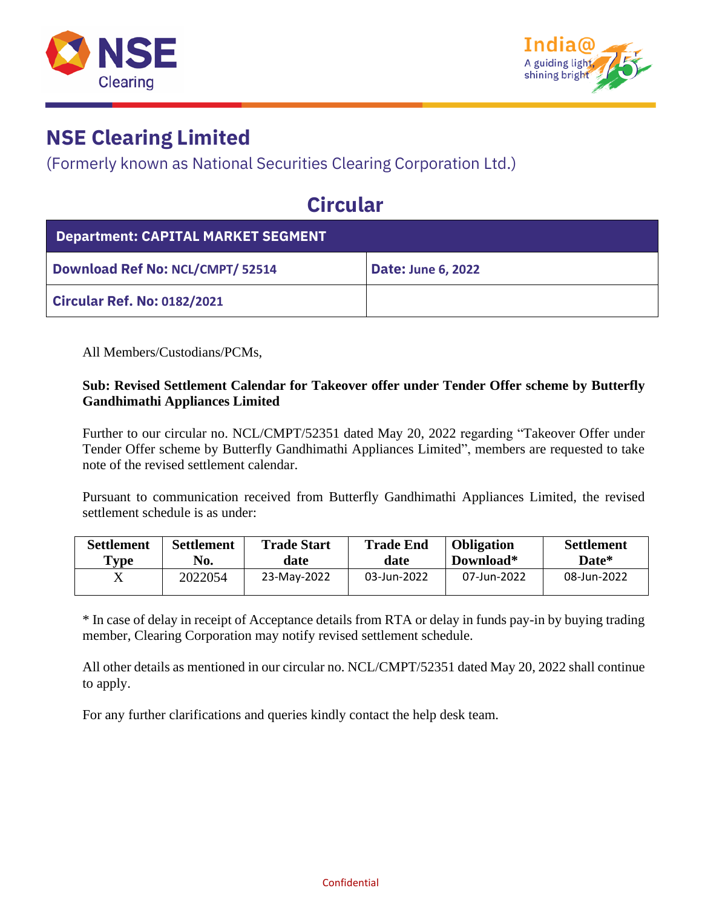# NSE Clearing Limited

(Formerly known as National Securities Clearing Corporation Ltd.)

## Circular

| Department: CAPITAL MARKET SEGMENT | |
|---|---|
| **Download Ref No:** NCL/CMPT/ 52514 | **Date:** June 6, 2022 |
| **Circular Ref. No:** 0182/2021 | |

All Members/Custodians/PCMs,

**Sub: Revised Settlement Calendar for Takeover offer under Tender Offer scheme by Butterfly Gandhimathi Appliances Limited**

Further to our circular no. NCL/CMPT/52351 dated May 20, 2022 regarding "Takeover Offer under Tender Offer scheme by Butterfly Gandhimathi Appliances Limited", members are requested to take note of the revised settlement calendar.

Pursuant to communication received from Butterfly Gandhimathi Appliances Limited, the revised settlement schedule is as under:

| Settlement Type | Settlement No. | Trade Start date | Trade End date | Obligation Download* | Settlement Date* |
|---|---|---|---|---|---|
| X | 2022054 | 23-May-2022 | 03-Jun-2022 | 07-Jun-2022 | 08-Jun-2022 |

* In case of delay in receipt of Acceptance details from RTA or delay in funds pay-in by buying trading member, Clearing Corporation may notify revised settlement schedule.

All other details as mentioned in our circular no. NCL/CMPT/52351 dated May 20, 2022 shall continue to apply.

For any further clarifications and queries kindly contact the help desk team.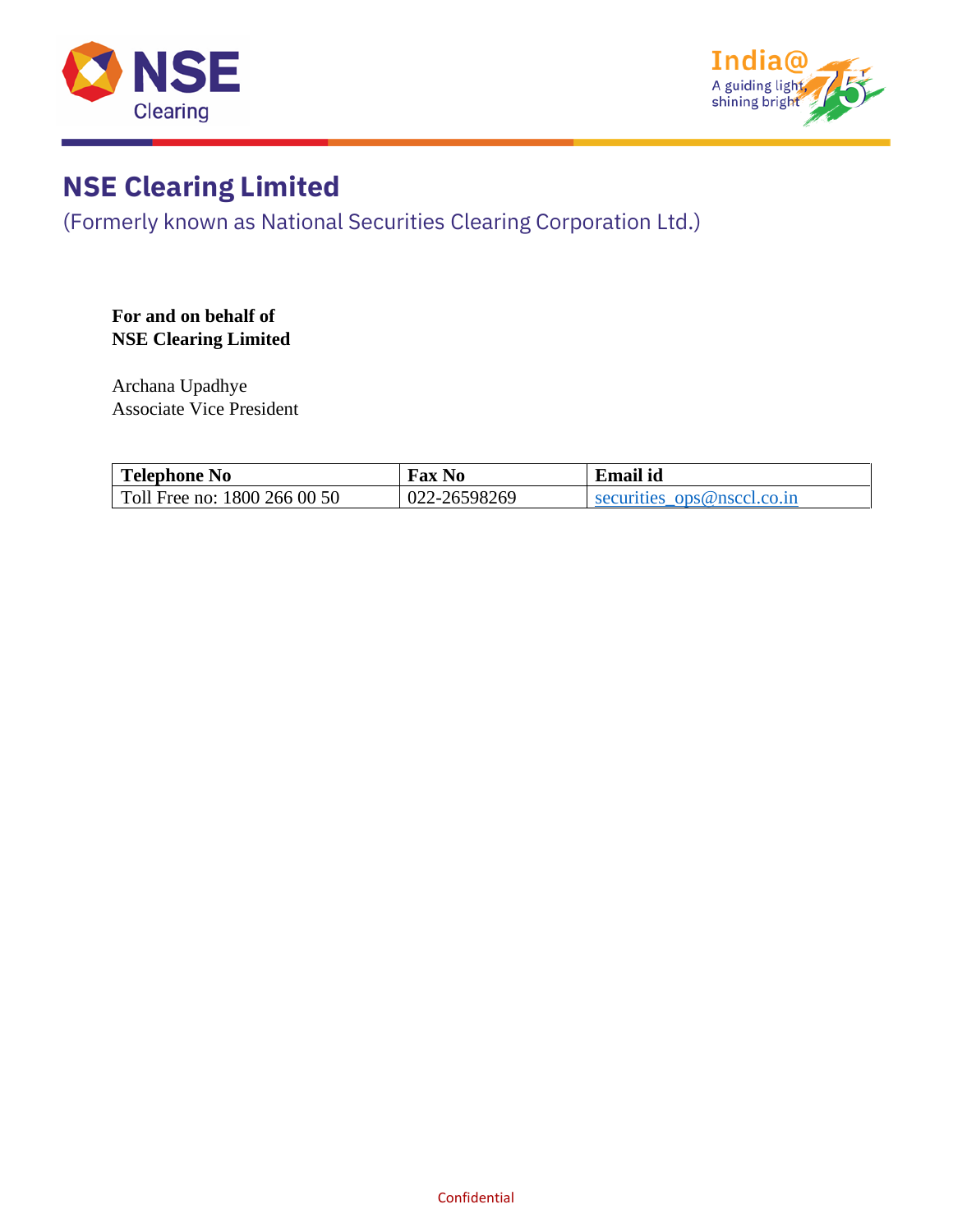# NSE Clearing Limited

(Formerly known as National Securities Clearing Corporation Ltd.)

**For and on behalf of**
**NSE Clearing Limited**

Archana Upadhye
Associate Vice President

| Telephone No | Fax No | Email id |
| --- | --- | --- |
| Toll Free no: 1800 266 00 50 | 022-26598269 | securities_ops@nsccl.co.in |

Confidential